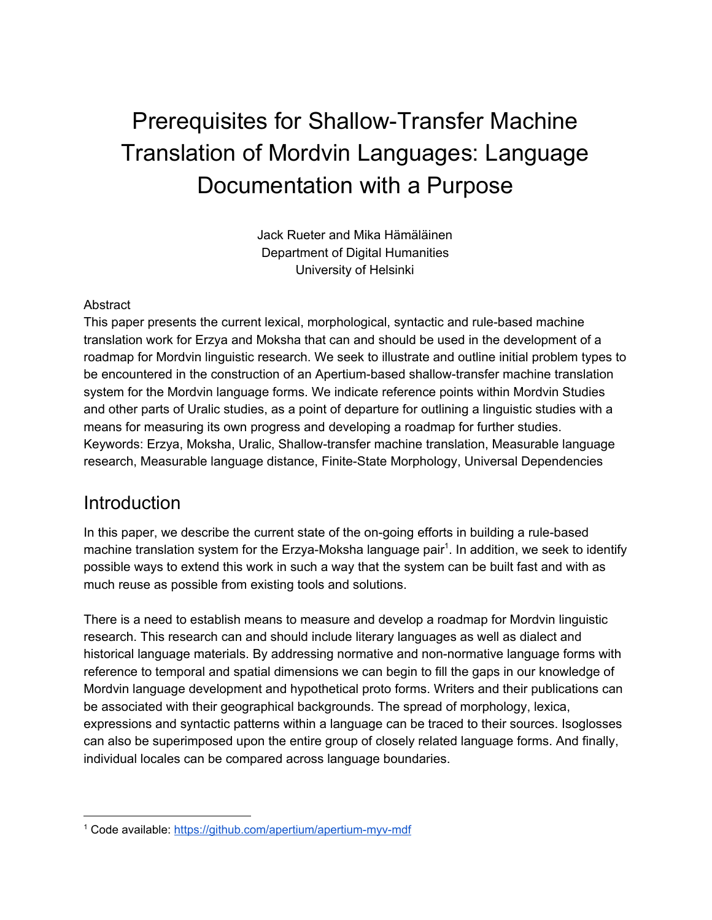# Prerequisites for Shallow-Transfer Machine Translation of Mordvin Languages: Language Documentation with a Purpose

Jack Rueter and Mika Hämäläinen
Department of Digital Humanities
University of Helsinki

Abstract
This paper presents the current lexical, morphological, syntactic and rule-based machine translation work for Erzya and Moksha that can and should be used in the development of a roadmap for Mordvin linguistic research. We seek to illustrate and outline initial problem types to be encountered in the construction of an Apertium-based shallow-transfer machine translation system for the Mordvin language forms. We indicate reference points within Mordvin Studies and other parts of Uralic studies, as a point of departure for outlining a linguistic studies with a means for measuring its own progress and developing a roadmap for further studies.
Keywords: Erzya, Moksha, Uralic, Shallow-transfer machine translation, Measurable language research, Measurable language distance, Finite-State Morphology, Universal Dependencies

## Introduction

In this paper, we describe the current state of the on-going efforts in building a rule-based machine translation system for the Erzya-Moksha language pair[1]. In addition, we seek to identify possible ways to extend this work in such a way that the system can be built fast and with as much reuse as possible from existing tools and solutions.

There is a need to establish means to measure and develop a roadmap for Mordvin linguistic research. This research can and should include literary languages as well as dialect and historical language materials. By addressing normative and non-normative language forms with reference to temporal and spatial dimensions we can begin to fill the gaps in our knowledge of Mordvin language development and hypothetical proto forms. Writers and their publications can be associated with their geographical backgrounds. The spread of morphology, lexica, expressions and syntactic patterns within a language can be traced to their sources. Isoglosses can also be superimposed upon the entire group of closely related language forms. And finally, individual locales can be compared across language boundaries.

[1] Code available: https://github.com/apertium/apertium-myv-mdf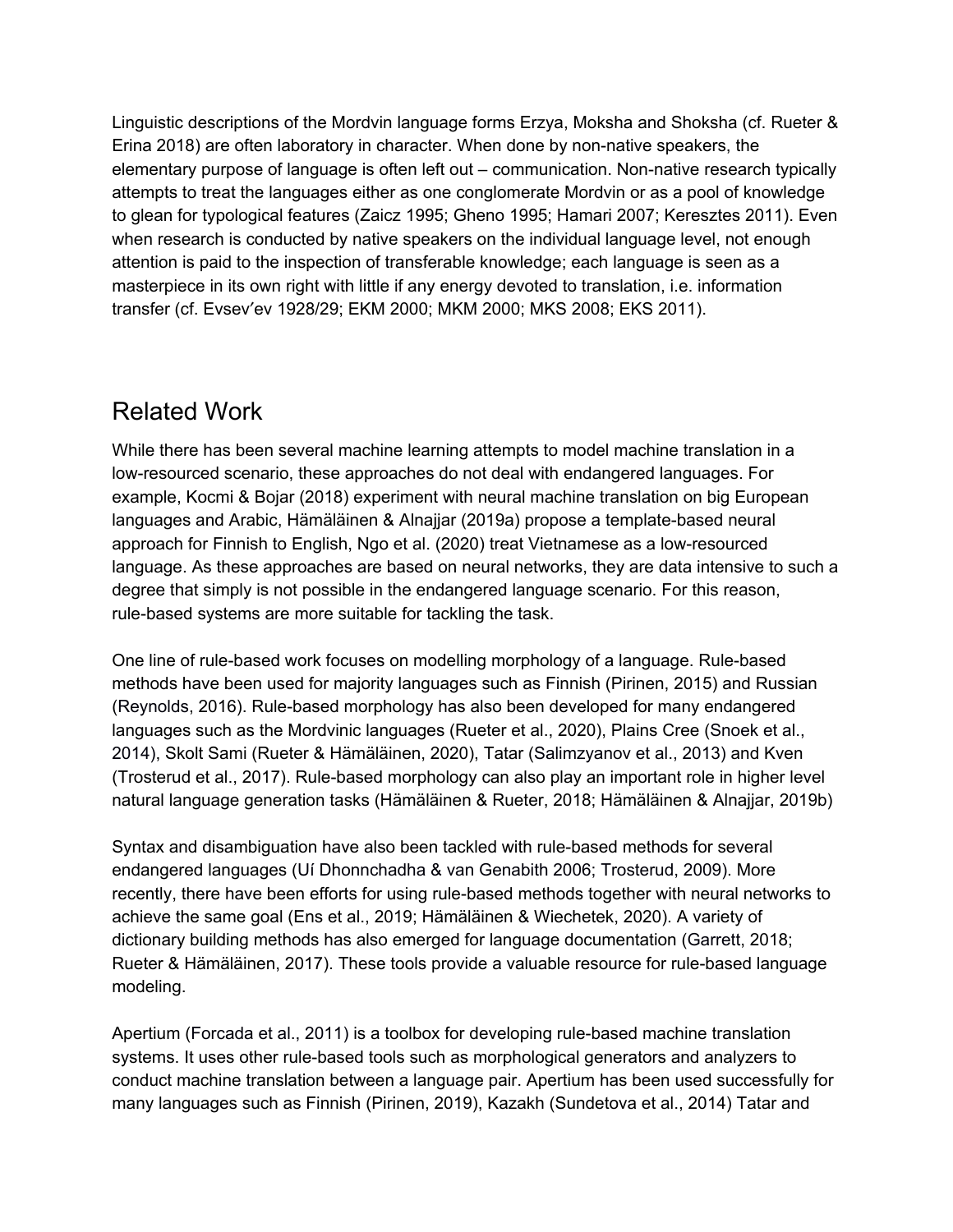Linguistic descriptions of the Mordvin language forms Erzya, Moksha and Shoksha (cf. Rueter & Erina 2018) are often laboratory in character. When done by non-native speakers, the elementary purpose of language is often left out – communication. Non-native research typically attempts to treat the languages either as one conglomerate Mordvin or as a pool of knowledge to glean for typological features (Zaicz 1995; Gheno 1995; Hamari 2007; Keresztes 2011). Even when research is conducted by native speakers on the individual language level, not enough attention is paid to the inspection of transferable knowledge; each language is seen as a masterpiece in its own right with little if any energy devoted to translation, i.e. information transfer (cf. Evsev′ev 1928/29; EKM 2000; MKM 2000; MKS 2008; EKS 2011).

## Related Work

While there has been several machine learning attempts to model machine translation in a low-resourced scenario, these approaches do not deal with endangered languages. For example, Kocmi & Bojar (2018) experiment with neural machine translation on big European languages and Arabic, Hämäläinen & Alnajjar (2019a) propose a template-based neural approach for Finnish to English, Ngo et al. (2020) treat Vietnamese as a low-resourced language. As these approaches are based on neural networks, they are data intensive to such a degree that simply is not possible in the endangered language scenario. For this reason, rule-based systems are more suitable for tackling the task.

One line of rule-based work focuses on modelling morphology of a language. Rule-based methods have been used for majority languages such as Finnish (Pirinen, 2015) and Russian (Reynolds, 2016). Rule-based morphology has also been developed for many endangered languages such as the Mordvinic languages (Rueter et al., 2020), Plains Cree (Snoek et al., 2014), Skolt Sami (Rueter & Hämäläinen, 2020), Tatar (Salimzyanov et al., 2013) and Kven (Trosterud et al., 2017). Rule-based morphology can also play an important role in higher level natural language generation tasks (Hämäläinen & Rueter, 2018; Hämäläinen & Alnajjar, 2019b)

Syntax and disambiguation have also been tackled with rule-based methods for several endangered languages (Uí Dhonnchadha & van Genabith 2006; Trosterud, 2009). More recently, there have been efforts for using rule-based methods together with neural networks to achieve the same goal (Ens et al., 2019; Hämäläinen & Wiechetek, 2020). A variety of dictionary building methods has also emerged for language documentation (Garrett, 2018; Rueter & Hämäläinen, 2017). These tools provide a valuable resource for rule-based language modeling.

Apertium (Forcada et al., 2011) is a toolbox for developing rule-based machine translation systems. It uses other rule-based tools such as morphological generators and analyzers to conduct machine translation between a language pair. Apertium has been used successfully for many languages such as Finnish (Pirinen, 2019), Kazakh (Sundetova et al., 2014) Tatar and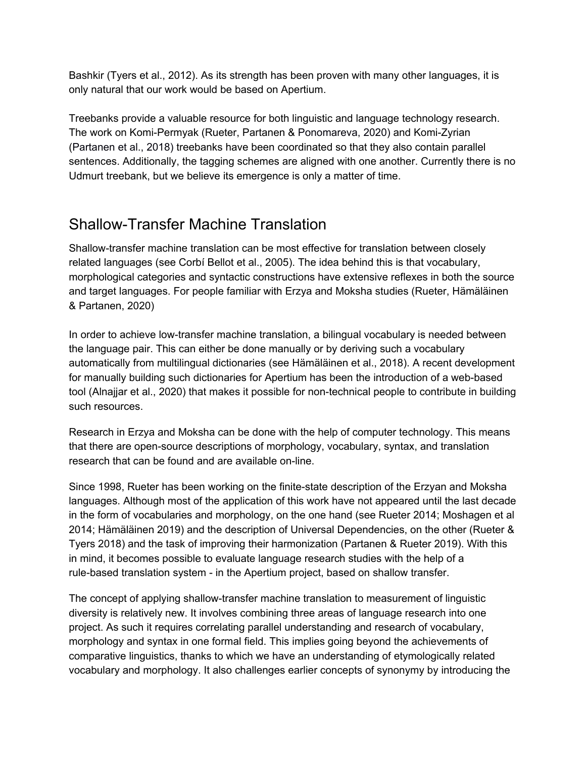Bashkir (Tyers et al., 2012). As its strength has been proven with many other languages, it is only natural that our work would be based on Apertium.

Treebanks provide a valuable resource for both linguistic and language technology research. The work on Komi-Permyak (Rueter, Partanen & Ponomareva, 2020) and Komi-Zyrian (Partanen et al., 2018) treebanks have been coordinated so that they also contain parallel sentences. Additionally, the tagging schemes are aligned with one another. Currently there is no Udmurt treebank, but we believe its emergence is only a matter of time.

## Shallow-Transfer Machine Translation

Shallow-transfer machine translation can be most effective for translation between closely related languages (see Corbí Bellot et al., 2005). The idea behind this is that vocabulary, morphological categories and syntactic constructions have extensive reflexes in both the source and target languages. For people familiar with Erzya and Moksha studies (Rueter, Hämäläinen & Partanen, 2020)

In order to achieve low-transfer machine translation, a bilingual vocabulary is needed between the language pair. This can either be done manually or by deriving such a vocabulary automatically from multilingual dictionaries (see Hämäläinen et al., 2018). A recent development for manually building such dictionaries for Apertium has been the introduction of a web-based tool (Alnajjar et al., 2020) that makes it possible for non-technical people to contribute in building such resources.

Research in Erzya and Moksha can be done with the help of computer technology. This means that there are open-source descriptions of morphology, vocabulary, syntax, and translation research that can be found and are available on-line.

Since 1998, Rueter has been working on the finite-state description of the Erzyan and Moksha languages. Although most of the application of this work have not appeared until the last decade in the form of vocabularies and morphology, on the one hand (see Rueter 2014; Moshagen et al 2014; Hämäläinen 2019) and the description of Universal Dependencies, on the other (Rueter & Tyers 2018) and the task of improving their harmonization (Partanen & Rueter 2019). With this in mind, it becomes possible to evaluate language research studies with the help of a rule-based translation system - in the Apertium project, based on shallow transfer.

The concept of applying shallow-transfer machine translation to measurement of linguistic diversity is relatively new. It involves combining three areas of language research into one project. As such it requires correlating parallel understanding and research of vocabulary, morphology and syntax in one formal field. This implies going beyond the achievements of comparative linguistics, thanks to which we have an understanding of etymologically related vocabulary and morphology. It also challenges earlier concepts of synonymy by introducing the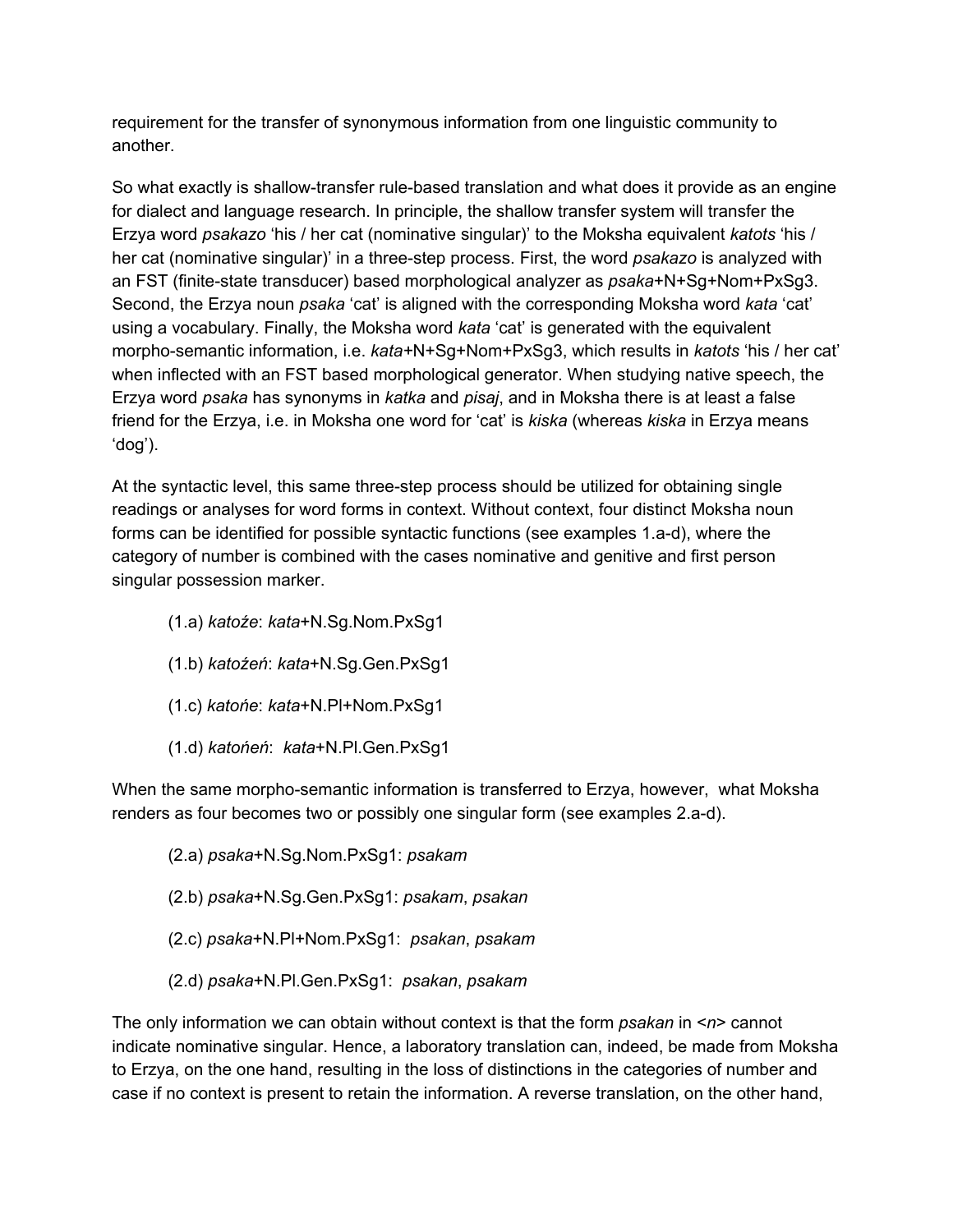requirement for the transfer of synonymous information from one linguistic community to another.

So what exactly is shallow-transfer rule-based translation and what does it provide as an engine for dialect and language research. In principle, the shallow transfer system will transfer the Erzya word *psakazo* 'his / her cat (nominative singular)' to the Moksha equivalent *katots* 'his / her cat (nominative singular)' in a three-step process. First, the word *psakazo* is analyzed with an FST (finite-state transducer) based morphological analyzer as *psaka*+N+Sg+Nom+PxSg3. Second, the Erzya noun *psaka* 'cat' is aligned with the corresponding Moksha word *kata* 'cat' using a vocabulary. Finally, the Moksha word *kata* 'cat' is generated with the equivalent morpho-semantic information, i.e. *kata*+N+Sg+Nom+PxSg3, which results in *katots* 'his / her cat' when inflected with an FST based morphological generator. When studying native speech, the Erzya word *psaka* has synonyms in *katka* and *pisaj*, and in Moksha there is at least a false friend for the Erzya, i.e. in Moksha one word for 'cat' is *kiska* (whereas *kiska* in Erzya means 'dog').

At the syntactic level, this same three-step process should be utilized for obtaining single readings or analyses for word forms in context. Without context, four distinct Moksha noun forms can be identified for possible syntactic functions (see examples 1.a-d), where the category of number is combined with the cases nominative and genitive and first person singular possession marker.

(1.a) *katoźe*: *kata*+N.Sg.Nom.PxSg1

(1.b) *katoźeń*: *kata*+N.Sg.Gen.PxSg1

(1.c) *katońe*: *kata*+N.Pl+Nom.PxSg1

(1.d) *katońeń*: *kata*+N.Pl.Gen.PxSg1

When the same morpho-semantic information is transferred to Erzya, however, what Moksha renders as four becomes two or possibly one singular form (see examples 2.a-d).

(2.a) *psaka*+N.Sg.Nom.PxSg1: *psakam*

(2.b) *psaka*+N.Sg.Gen.PxSg1: *psakam*, *psakan*

(2.c) *psaka*+N.Pl+Nom.PxSg1: *psakan*, *psakam*

(2.d) *psaka*+N.Pl.Gen.PxSg1: *psakan*, *psakam*

The only information we can obtain without context is that the form *psakan* in <*n*> cannot indicate nominative singular. Hence, a laboratory translation can, indeed, be made from Moksha to Erzya, on the one hand, resulting in the loss of distinctions in the categories of number and case if no context is present to retain the information. A reverse translation, on the other hand,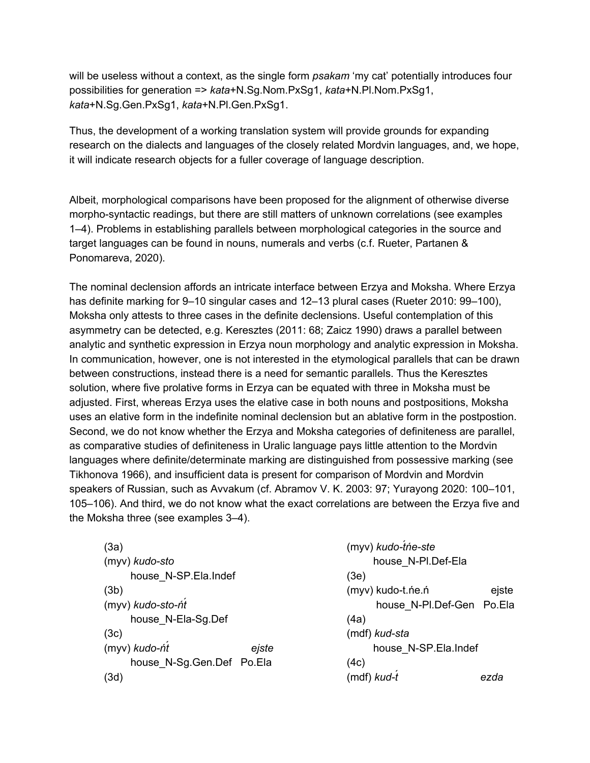will be useless without a context, as the single form *psakam* 'my cat' potentially introduces four possibilities for generation => *kata*+N.Sg.Nom.PxSg1, *kata*+N.Pl.Nom.PxSg1, *kata*+N.Sg.Gen.PxSg1, *kata*+N.Pl.Gen.PxSg1.

Thus, the development of a working translation system will provide grounds for expanding research on the dialects and languages of the closely related Mordvin languages, and, we hope, it will indicate research objects for a fuller coverage of language description.

Albeit, morphological comparisons have been proposed for the alignment of otherwise diverse morpho-syntactic readings, but there are still matters of unknown correlations (see examples 1–4). Problems in establishing parallels between morphological categories in the source and target languages can be found in nouns, numerals and verbs (c.f. Rueter, Partanen & Ponomareva, 2020).

The nominal declension affords an intricate interface between Erzya and Moksha. Where Erzya has definite marking for 9–10 singular cases and 12–13 plural cases (Rueter 2010: 99–100), Moksha only attests to three cases in the definite declensions. Useful contemplation of this asymmetry can be detected, e.g. Keresztes (2011: 68; Zaicz 1990) draws a parallel between analytic and synthetic expression in Erzya noun morphology and analytic expression in Moksha. In communication, however, one is not interested in the etymological parallels that can be drawn between constructions, instead there is a need for semantic parallels. Thus the Keresztes solution, where five prolative forms in Erzya can be equated with three in Moksha must be adjusted. First, whereas Erzya uses the elative case in both nouns and postpositions, Moksha uses an elative form in the indefinite nominal declension but an ablative form in the postpostion. Second, we do not know whether the Erzya and Moksha categories of definiteness are parallel, as comparative studies of definiteness in Uralic language pays little attention to the Mordvin languages where definite/determinate marking are distinguished from possessive marking (see Tikhonova 1966), and insufficient data is present for comparison of Mordvin and Mordvin speakers of Russian, such as Avvakum (cf. Abramov V. K. 2003: 97; Yurayong 2020: 100–101, 105–106). And third, we do not know what the exact correlations are between the Erzya five and the Moksha three (see examples 3–4).

(3a)
(myv) *kudo-sto*
house_N-SP.Ela.Indef

(3b)
(myv) *kudo-sto-ńt́*
house_N-Ela-Sg.Def

(3c)
(myv) *kudo-ńt́* *ejste*
house_N-Sg.Gen.Def Po.Ela

(3d)
(myv) *kudo-t́ńe-ste*
house_N-Pl.Def-Ela

(3e)
(myv) kudo-t.ńe.ń ejste
house_N-Pl.Def-Gen Po.Ela

(4a)
(mdf) *kud-sta*
house_N-SP.Ela.Indef

(4c)
(mdf) *kud-t́* *ezda*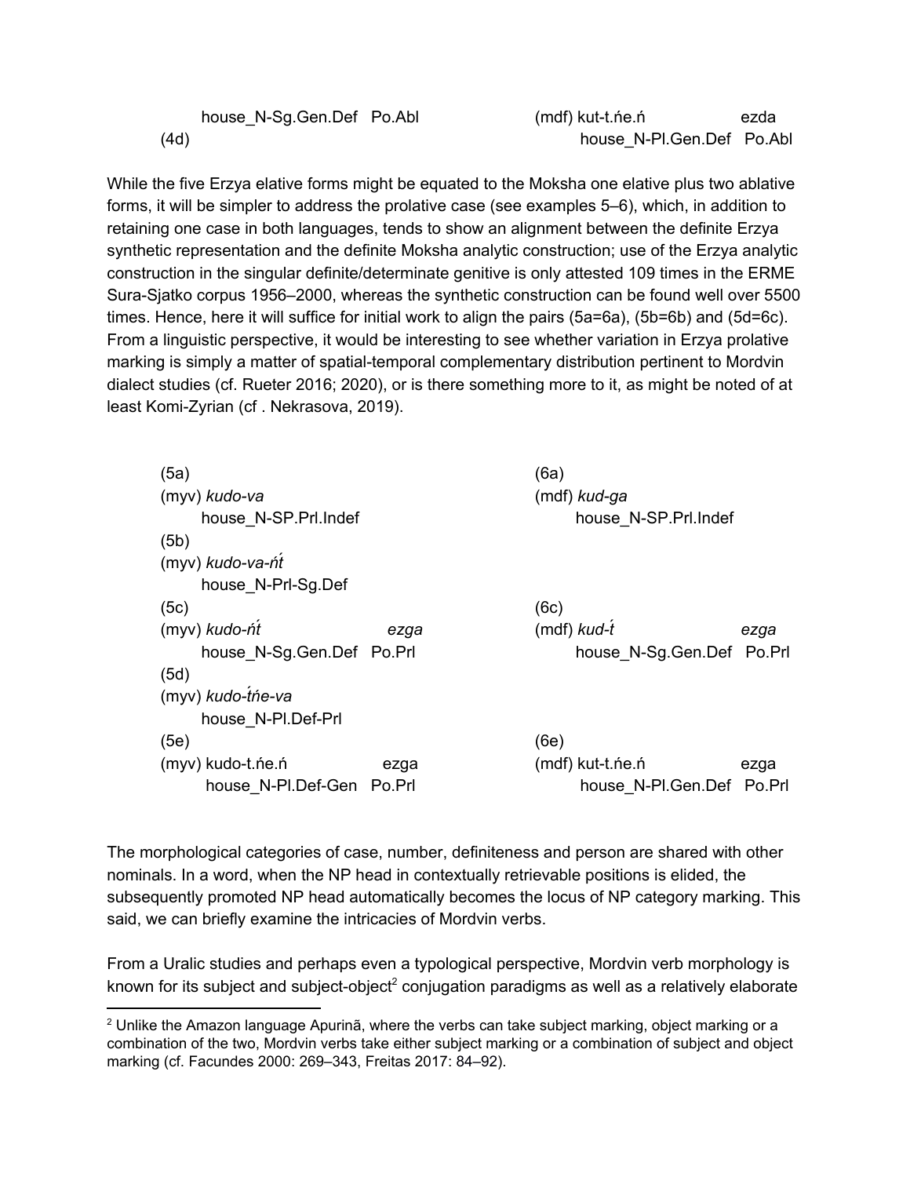house_N-Sg.Gen.Def Po.Abl (mdf) kut-t.ńe.ń ezda
(4d) house_N-Pl.Gen.Def Po.Abl

While the five Erzya elative forms might be equated to the Moksha one elative plus two ablative forms, it will be simpler to address the prolative case (see examples 5–6), which, in addition to retaining one case in both languages, tends to show an alignment between the definite Erzya synthetic representation and the definite Moksha analytic construction; use of the Erzya analytic construction in the singular definite/determinate genitive is only attested 109 times in the ERME Sura-Sjatko corpus 1956–2000, whereas the synthetic construction can be found well over 5500 times. Hence, here it will suffice for initial work to align the pairs (5a=6a), (5b=6b) and (5d=6c). From a linguistic perspective, it would be interesting to see whether variation in Erzya prolative marking is simply a matter of spatial-temporal complementary distribution pertinent to Mordvin dialect studies (cf. Rueter 2016; 2020), or is there something more to it, as might be noted of at least Komi-Zyrian (cf . Nekrasova, 2019).

| | |
|---|---|
| (5a)<br>(myv) *kudo-va*<br>house_N-SP.Prl.Indef | (6a)<br>(mdf) *kud-ga*<br>house_N-SP.Prl.Indef |
| (5b)<br>(myv) *kudo-va-ńt́*<br>house_N-Prl-Sg.Def | |
| (5c)<br>(myv) *kudo-ńt́* *ezga*<br>house_N-Sg.Gen.Def Po.Prl | (6c)<br>(mdf) *kud-t́* *ezga*<br>house_N-Sg.Gen.Def Po.Prl |
| (5d)<br>(myv) *kudo-t́ńe-va*<br>house_N-Pl.Def-Prl | |
| (5e)<br>(myv) kudo-t.ńe.ń ezga<br>house_N-Pl.Def-Gen Po.Prl | (6e)<br>(mdf) kut-t.ńe.ń ezga<br>house_N-Pl.Gen.Def Po.Prl |

The morphological categories of case, number, definiteness and person are shared with other nominals. In a word, when the NP head in contextually retrievable positions is elided, the subsequently promoted NP head automatically becomes the locus of NP category marking. This said, we can briefly examine the intricacies of Mordvin verbs.

From a Uralic studies and perhaps even a typological perspective, Mordvin verb morphology is known for its subject and subject-object[2] conjugation paradigms as well as a relatively elaborate

[2] Unlike the Amazon language Apurinã, where the verbs can take subject marking, object marking or a combination of the two, Mordvin verbs take either subject marking or a combination of subject and object marking (cf. Facundes 2000: 269–343, Freitas 2017: 84–92).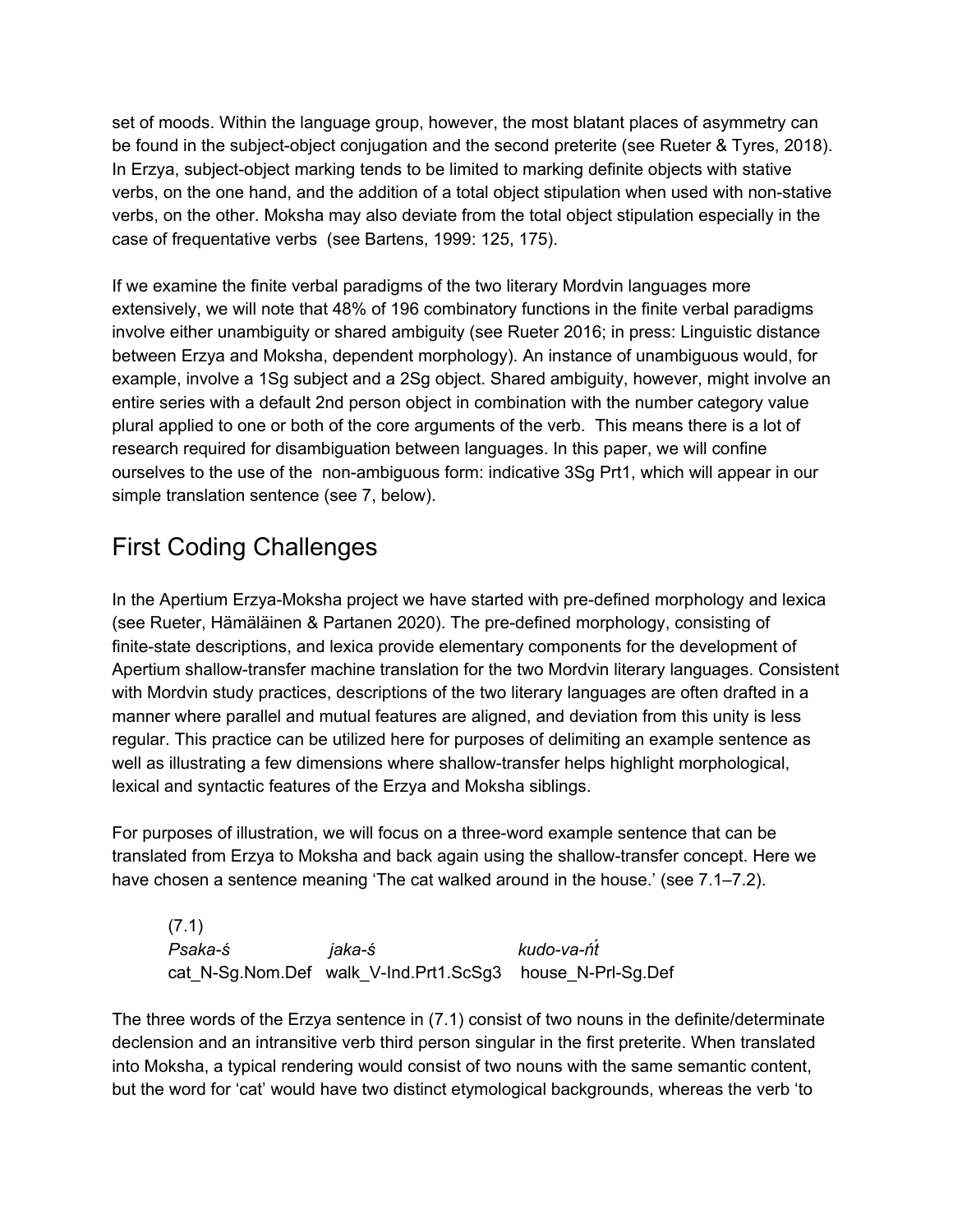set of moods. Within the language group, however, the most blatant places of asymmetry can be found in the subject-object conjugation and the second preterite (see Rueter & Tyres, 2018). In Erzya, subject-object marking tends to be limited to marking definite objects with stative verbs, on the one hand, and the addition of a total object stipulation when used with non-stative verbs, on the other. Moksha may also deviate from the total object stipulation especially in the case of frequentative verbs (see Bartens, 1999: 125, 175).

If we examine the finite verbal paradigms of the two literary Mordvin languages more extensively, we will note that 48% of 196 combinatory functions in the finite verbal paradigms involve either unambiguity or shared ambiguity (see Rueter 2016; in press: Linguistic distance between Erzya and Moksha, dependent morphology). An instance of unambiguous would, for example, involve a 1Sg subject and a 2Sg object. Shared ambiguity, however, might involve an entire series with a default 2nd person object in combination with the number category value plural applied to one or both of the core arguments of the verb. This means there is a lot of research required for disambiguation between languages. In this paper, we will confine ourselves to the use of the non-ambiguous form: indicative 3Sg Prt1, which will appear in our simple translation sentence (see 7, below).

## First Coding Challenges

In the Apertium Erzya-Moksha project we have started with pre-defined morphology and lexica (see Rueter, Hämäläinen & Partanen 2020). The pre-defined morphology, consisting of finite-state descriptions, and lexica provide elementary components for the development of Apertium shallow-transfer machine translation for the two Mordvin literary languages. Consistent with Mordvin study practices, descriptions of the two literary languages are often drafted in a manner where parallel and mutual features are aligned, and deviation from this unity is less regular. This practice can be utilized here for purposes of delimiting an example sentence as well as illustrating a few dimensions where shallow-transfer helps highlight morphological, lexical and syntactic features of the Erzya and Moksha siblings.

For purposes of illustration, we will focus on a three-word example sentence that can be translated from Erzya to Moksha and back again using the shallow-transfer concept. Here we have chosen a sentence meaning 'The cat walked around in the house.' (see 7.1–7.2).

(7.1)

| *Psaka-ś* | *jaka-ś* | *kudo-va-ńt́* |
|---|---|---|
| cat_N-Sg.Nom.Def | walk_V-Ind.Prt1.ScSg3 | house_N-Prl-Sg.Def |

The three words of the Erzya sentence in (7.1) consist of two nouns in the definite/determinate declension and an intransitive verb third person singular in the first preterite. When translated into Moksha, a typical rendering would consist of two nouns with the same semantic content, but the word for 'cat' would have two distinct etymological backgrounds, whereas the verb 'to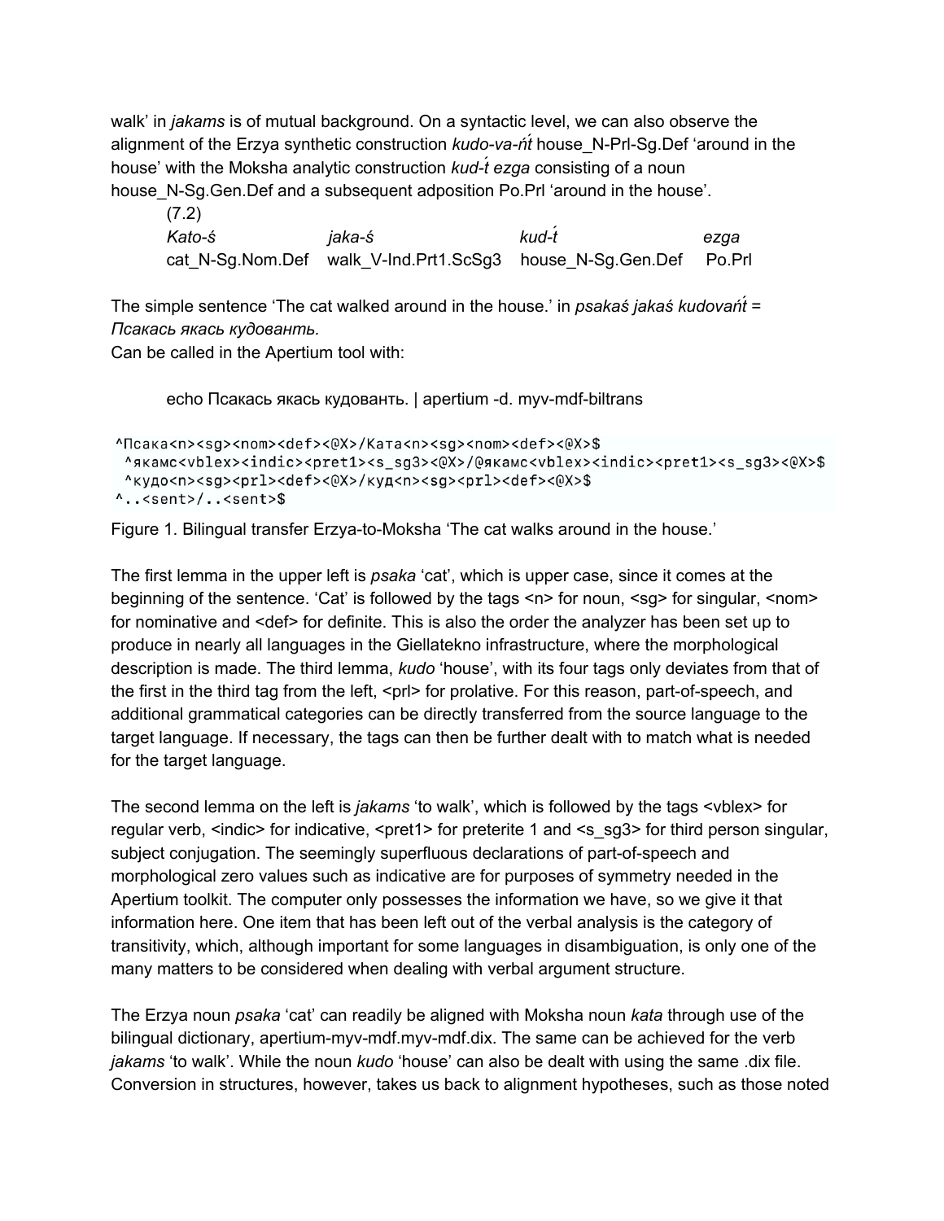walk’ in *jakams* is of mutual background. On a syntactic level, we can also observe the alignment of the Erzya synthetic construction *kudo-va-ńt́* house_N-Prl-Sg.Def ‘around in the house’ with the Moksha analytic construction *kud-t́ ezga* consisting of a noun house_N-Sg.Gen.Def and a subsequent adposition Po.Prl ‘around in the house’.

(7.2)

| *Kato-ś* | *jaka-ś* | *kud-t́* | *ezga* |
|---|---|---|---|
| cat_N-Sg.Nom.Def | walk_V-Ind.Prt1.ScSg3 | house_N-Sg.Gen.Def | Po.Prl |

The simple sentence ‘The cat walked around in the house.’ in *psakaś jakaś kudovańt́* = *Псакась якась кудовантьь.*

Can be called in the Apertium tool with:

```
echo Псакась якась кудовантьь. | apertium -d. myv-mdf-biltrans
```

```
^Псака<n><sg><nom><def><@X>/Ката<n><sg><nom><def><@X>$
 ^якамс<vblex><indic><pret1><s_sg3><@X>/@якамс<vblex><indic><pret1><s_sg3><@X>$
 ^кудо<n><sg><prl><def><@X>/куд<n><sg><prl><def><@X>$
^..<sent>/..<sent>$
```

Figure 1. Bilingual transfer Erzya-to-Moksha ‘The cat walks around in the house.’

The first lemma in the upper left is *psaka* ‘cat’, which is upper case, since it comes at the beginning of the sentence. ‘Cat’ is followed by the tags <n> for noun, <sg> for singular, <nom> for nominative and <def> for definite. This is also the order the analyzer has been set up to produce in nearly all languages in the Giellatekno infrastructure, where the morphological description is made. The third lemma, *kudo* ‘house’, with its four tags only deviates from that of the first in the third tag from the left, <prl> for prolative. For this reason, part-of-speech, and additional grammatical categories can be directly transferred from the source language to the target language. If necessary, the tags can then be further dealt with to match what is needed for the target language.

The second lemma on the left is *jakams* ‘to walk’, which is followed by the tags <vblex> for regular verb, <indic> for indicative, <pret1> for preterite 1 and <s_sg3> for third person singular, subject conjugation. The seemingly superfluous declarations of part-of-speech and morphological zero values such as indicative are for purposes of symmetry needed in the Apertium toolkit. The computer only possesses the information we have, so we give it that information here. One item that has been left out of the verbal analysis is the category of transitivity, which, although important for some languages in disambiguation, is only one of the many matters to be considered when dealing with verbal argument structure.

The Erzya noun *psaka* ‘cat’ can readily be aligned with Moksha noun *kata* through use of the bilingual dictionary, apertium-myv-mdf.myv-mdf.dix. The same can be achieved for the verb *jakams* ‘to walk’. While the noun *kudo* ‘house’ can also be dealt with using the same .dix file. Conversion in structures, however, takes us back to alignment hypotheses, such as those noted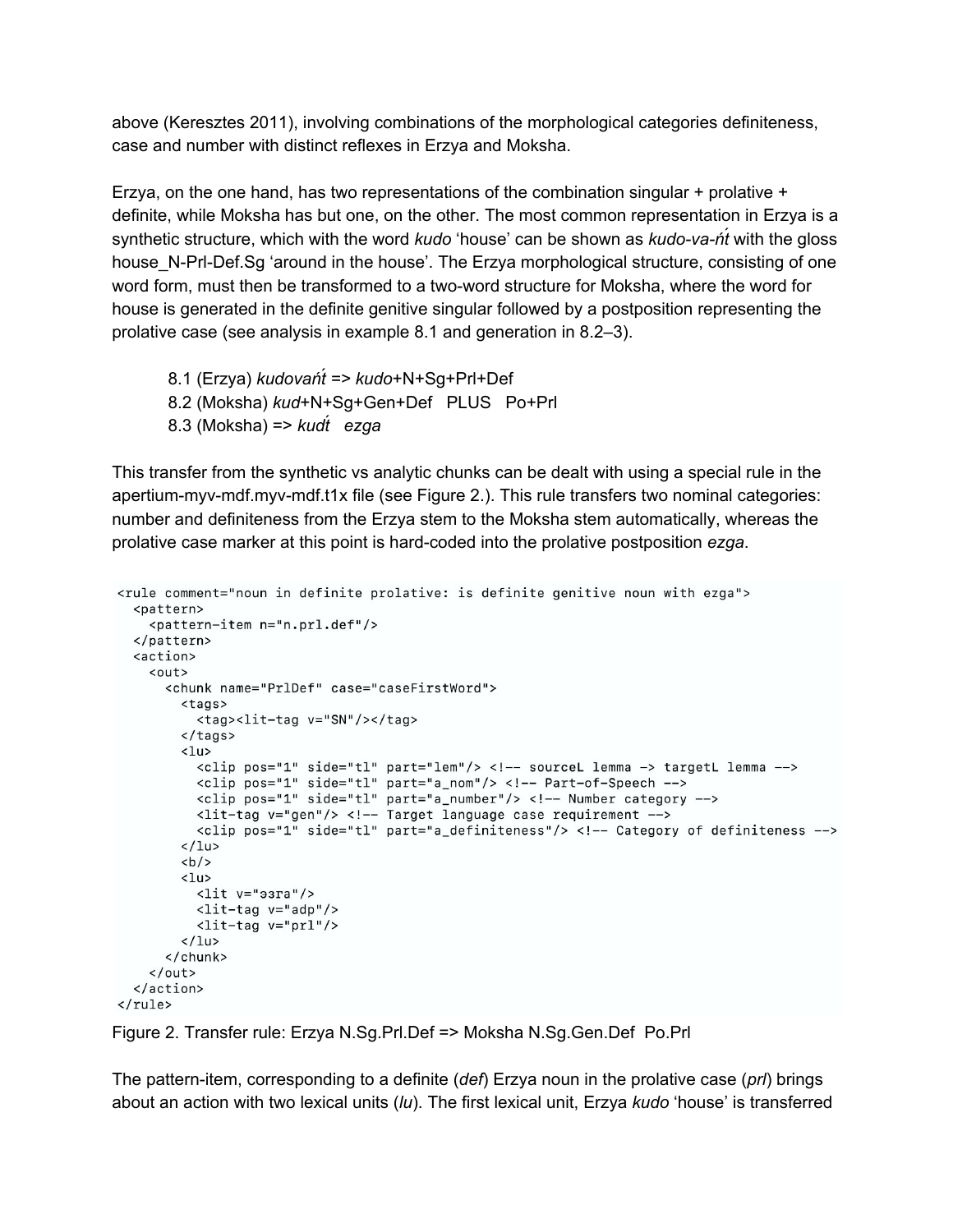above (Keresztes 2011), involving combinations of the morphological categories definiteness, case and number with distinct reflexes in Erzya and Moksha.

Erzya, on the one hand, has two representations of the combination singular + prolative + definite, while Moksha has but one, on the other. The most common representation in Erzya is a synthetic structure, which with the word *kudo* 'house' can be shown as *kudo-va-ńt́* with the gloss house_N-Prl-Def.Sg 'around in the house'. The Erzya morphological structure, consisting of one word form, must then be transformed to a two-word structure for Moksha, where the word for house is generated in the definite genitive singular followed by a postposition representing the prolative case (see analysis in example 8.1 and generation in 8.2–3).

> 8.1 (Erzya) *kudovańt́* => *kudo*+N+Sg+Prl+Def
> 8.2 (Moksha) *kud*+N+Sg+Gen+Def   PLUS   Po+Prl
> 8.3 (Moksha) => *kudt́   ezga*

This transfer from the synthetic vs analytic chunks can be dealt with using a special rule in the apertium-myv-mdf.myv-mdf.t1x file (see Figure 2.). This rule transfers two nominal categories: number and definiteness from the Erzya stem to the Moksha stem automatically, whereas the prolative case marker at this point is hard-coded into the prolative postposition *ezga*.

```
<rule comment="noun in definite prolative: is definite genitive noun with ezga">
  <pattern>
    <pattern-item n="n.prl.def"/>
  </pattern>
  <action>
    <out>
      <chunk name="PrlDef" case="caseFirstWord">
        <tags>
          <tag><lit-tag v="SN"/></tag>
        </tags>
        <lu>
          <clip pos="1" side="tl" part="lem"/> <!-- sourceL lemma -> targetL lemma -->
          <clip pos="1" side="tl" part="a_nom"/> <!-- Part-of-Speech -->
          <clip pos="1" side="tl" part="a_number"/> <!-- Number category -->
          <lit-tag v="gen"/> <!-- Target language case requirement -->
          <clip pos="1" side="tl" part="a_definiteness"/> <!-- Category of definiteness -->
        </lu>
        <b/>
        <lu>
          <lit v="эзга"/>
          <lit-tag v="adp"/>
          <lit-tag v="prl"/>
        </lu>
      </chunk>
    </out>
  </action>
</rule>
```

Figure 2. Transfer rule: Erzya N.Sg.Prl.Def => Moksha N.Sg.Gen.Def  Po.Prl

The pattern-item, corresponding to a definite (*def*) Erzya noun in the prolative case (*prl*) brings about an action with two lexical units (*lu*). The first lexical unit, Erzya *kudo* 'house' is transferred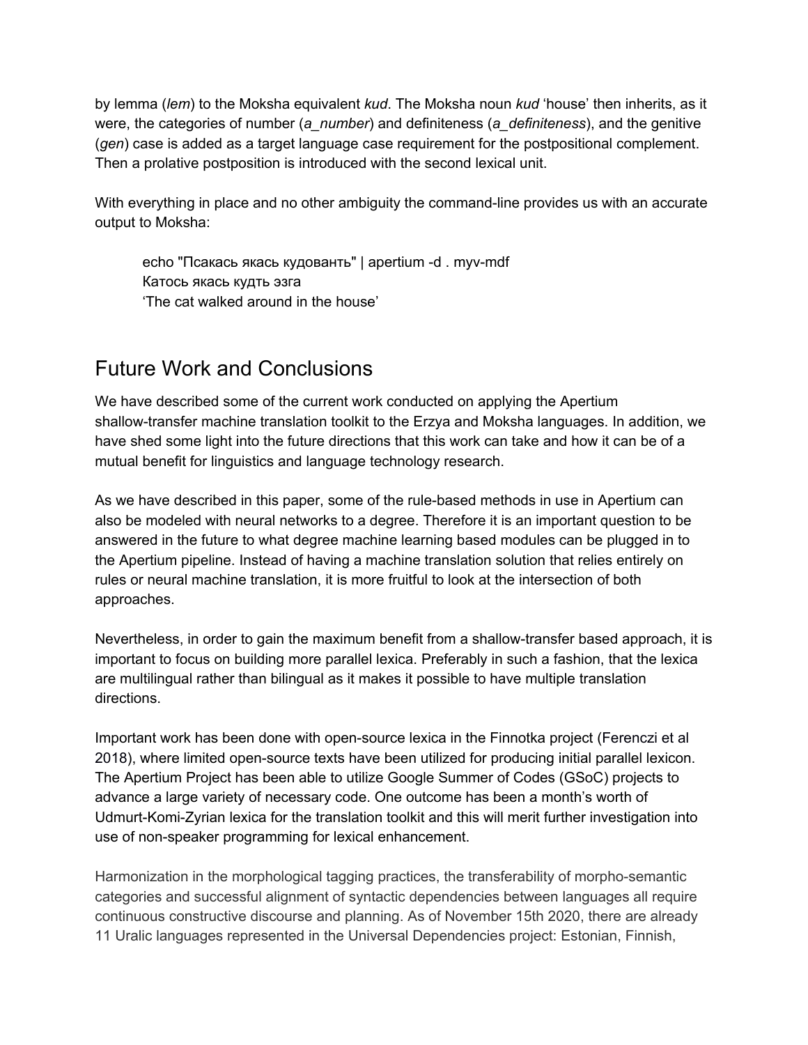by lemma (*lem*) to the Moksha equivalent *kud*. The Moksha noun *kud* 'house' then inherits, as it were, the categories of number (*a_number*) and definiteness (*a_definiteness*), and the genitive (*gen*) case is added as a target language case requirement for the postpositional complement. Then a prolative postposition is introduced with the second lexical unit.

With everything in place and no other ambiguity the command-line provides us with an accurate output to Moksha:

> echo "Псакась якась кудованть" | apertium -d . myv-mdf
> Катось якась кудть эзга
> 'The cat walked around in the house'

## Future Work and Conclusions

We have described some of the current work conducted on applying the Apertium shallow-transfer machine translation toolkit to the Erzya and Moksha languages. In addition, we have shed some light into the future directions that this work can take and how it can be of a mutual benefit for linguistics and language technology research.

As we have described in this paper, some of the rule-based methods in use in Apertium can also be modeled with neural networks to a degree. Therefore it is an important question to be answered in the future to what degree machine learning based modules can be plugged in to the Apertium pipeline. Instead of having a machine translation solution that relies entirely on rules or neural machine translation, it is more fruitful to look at the intersection of both approaches.

Nevertheless, in order to gain the maximum benefit from a shallow-transfer based approach, it is important to focus on building more parallel lexica. Preferably in such a fashion, that the lexica are multilingual rather than bilingual as it makes it possible to have multiple translation directions.

Important work has been done with open-source lexica in the Finnotka project (Ferenczi et al 2018), where limited open-source texts have been utilized for producing initial parallel lexicon. The Apertium Project has been able to utilize Google Summer of Codes (GSoC) projects to advance a large variety of necessary code. One outcome has been a month's worth of Udmurt-Komi-Zyrian lexica for the translation toolkit and this will merit further investigation into use of non-speaker programming for lexical enhancement.

Harmonization in the morphological tagging practices, the transferability of morpho-semantic categories and successful alignment of syntactic dependencies between languages all require continuous constructive discourse and planning. As of November 15th 2020, there are already 11 Uralic languages represented in the Universal Dependencies project: Estonian, Finnish,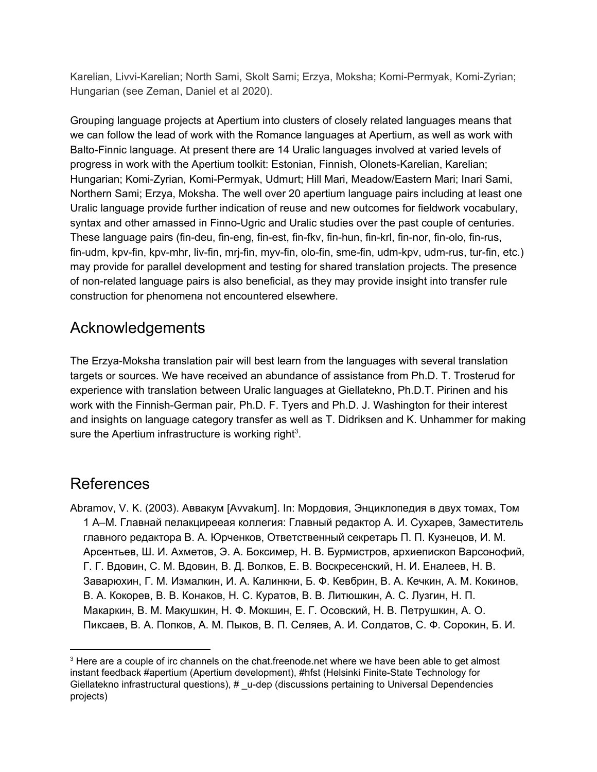Karelian, Livvi-Karelian; North Sami, Skolt Sami; Erzya, Moksha; Komi-Permyak, Komi-Zyrian; Hungarian (see Zeman, Daniel et al 2020).

Grouping language projects at Apertium into clusters of closely related languages means that we can follow the lead of work with the Romance languages at Apertium, as well as work with Balto-Finnic language. At present there are 14 Uralic languages involved at varied levels of progress in work with the Apertium toolkit: Estonian, Finnish, Olonets-Karelian, Karelian; Hungarian; Komi-Zyrian, Komi-Permyak, Udmurt; Hill Mari, Meadow/Eastern Mari; Inari Sami, Northern Sami; Erzya, Moksha. The well over 20 apertium language pairs including at least one Uralic language provide further indication of reuse and new outcomes for fieldwork vocabulary, syntax and other amassed in Finno-Ugric and Uralic studies over the past couple of centuries. These language pairs (fin-deu, fin-eng, fin-est, fin-fkv, fin-hun, fin-krl, fin-nor, fin-olo, fin-rus, fin-udm, kpv-fin, kpv-mhr, liv-fin, mrj-fin, myv-fin, olo-fin, sme-fin, udm-kpv, udm-rus, tur-fin, etc.) may provide for parallel development and testing for shared translation projects. The presence of non-related language pairs is also beneficial, as they may provide insight into transfer rule construction for phenomena not encountered elsewhere.

## Acknowledgements

The Erzya-Moksha translation pair will best learn from the languages with several translation targets or sources. We have received an abundance of assistance from Ph.D. T. Trosterud for experience with translation between Uralic languages at Giellatekno, Ph.D.T. Pirinen and his work with the Finnish-German pair, Ph.D. F. Tyers and Ph.D. J. Washington for their interest and insights on language category transfer as well as T. Didriksen and K. Unhammer for making sure the Apertium infrastructure is working right[3].

## References

Abramov, V. K. (2003). Аввакум [Avvakum]. In: Мордовия, Энциклопедия в двух томах, Том 1 А–М. Главнай пелакцирееая коллегия: Главный редактор А. И. Сухарев, Заместитель главного редактора В. А. Юрченков, Ответственный секретарь П. П. Кузнецов, И. М. Арсентьев, Ш. И. Ахметов, Э. А. Боксимер, Н. В. Бурмистров, архиепископ Варсонофий, Г. Г. Вдовин, С. М. Вдовин, В. Д. Волков, Е. В. Воскресенский, Н. И. Еналеев, Н. В. Заварюхин, Г. М. Измалкин, И. А. Калинкни, Б. Ф. Кевбрин, В. А. Кечкин, А. М. Кокинов, В. А. Кокорев, В. В. Конаков, Н. С. Куратов, В. В. Литюшкин, А. С. Лузгин, Н. П. Макаркин, В. М. Макушкин, Н. Ф. Мокшин, Е. Г. Осовский, Н. В. Петрушкин, А. О. Пиксаев, В. А. Попков, А. М. Пыков, В. П. Селяев, А. И. Солдатов, С. Ф. Сорокин, Б. И.

[3] Here are a couple of irc channels on the chat.freenode.net where we have been able to get almost instant feedback #apertium (Apertium development), #hfst (Helsinki Finite-State Technology for Giellatekno infrastructural questions), # _u-dep (discussions pertaining to Universal Dependencies projects)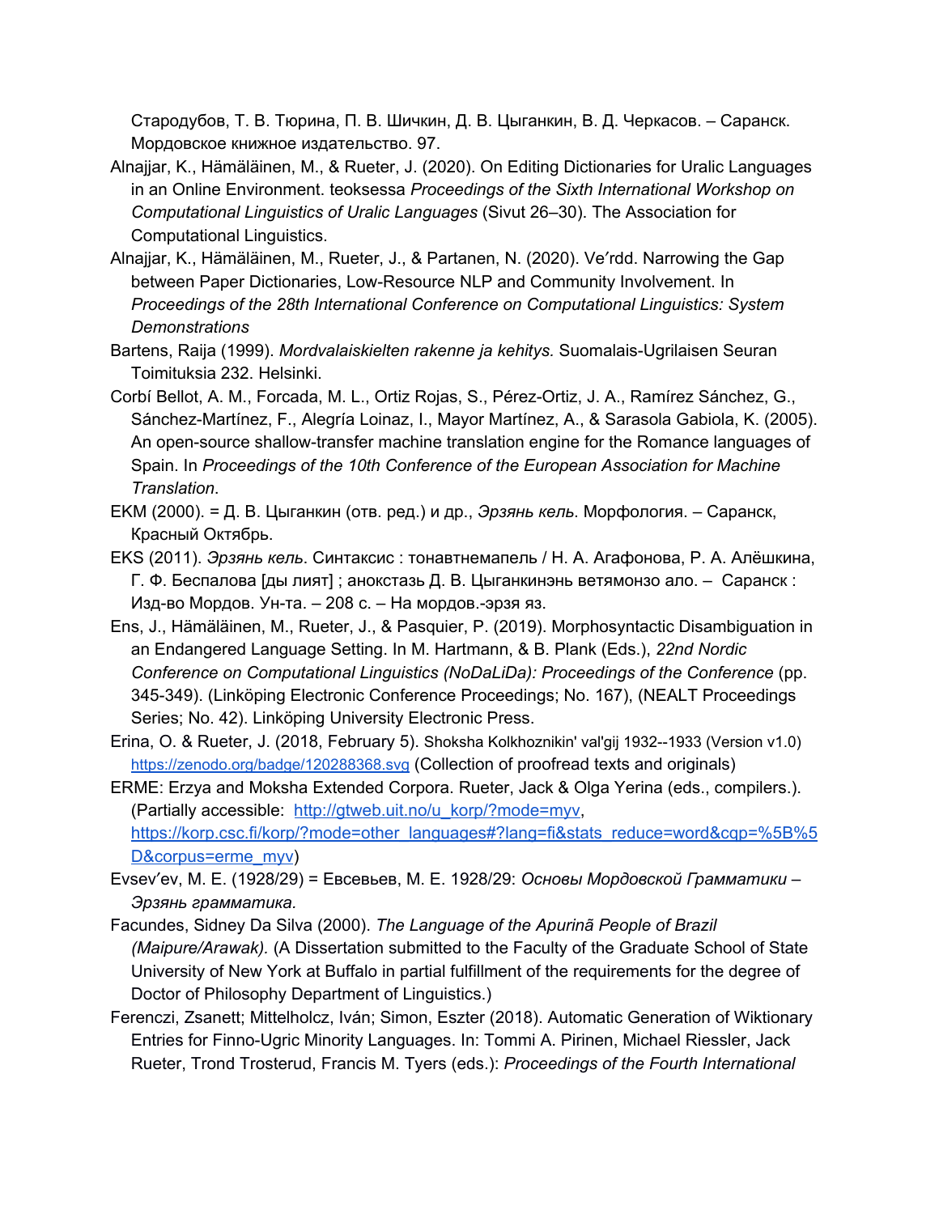Стародубов, Т. В. Тюрина, П. В. Шичкин, Д. В. Цыганкин, В. Д. Черкасов. – Саранск. Мордовское книжное издательство. 97.

Alnajjar, K., Hämäläinen, M., & Rueter, J. (2020). On Editing Dictionaries for Uralic Languages in an Online Environment. teoksessa *Proceedings of the Sixth International Workshop on Computational Linguistics of Uralic Languages* (Sivut 26–30). The Association for Computational Linguistics.

Alnajjar, K., Hämäläinen, M., Rueter, J., & Partanen, N. (2020). Ve′rdd. Narrowing the Gap between Paper Dictionaries, Low-Resource NLP and Community Involvement. In *Proceedings of the 28th International Conference on Computational Linguistics: System Demonstrations*

Bartens, Raija (1999). *Mordvalaiskielten rakenne ja kehitys.* Suomalais-Ugrilaisen Seuran Toimituksia 232. Helsinki.

Corbí Bellot, A. M., Forcada, M. L., Ortiz Rojas, S., Pérez-Ortiz, J. A., Ramírez Sánchez, G., Sánchez-Martínez, F., Alegría Loinaz, I., Mayor Martínez, A., & Sarasola Gabiola, K. (2005). An open-source shallow-transfer machine translation engine for the Romance languages of Spain. In *Proceedings of the 10th Conference of the European Association for Machine Translation*.

EKM (2000). = Д. В. Цыганкин (отв. ред.) и др., *Эрзянь кель*. Морфология. – Саранск, Красный Октябрь.

EKS (2011). *Эрзянь кель*. Синтаксис : тонавтнемапель / Н. А. Агафонова, Р. А. Алёшкина, Г. Ф. Беспалова [ды лият] ; анокстазь Д. В. Цыганкинэнь ветямонзо ало. – Саранск : Изд-во Мордов. Ун-та. – 208 с. – На мордов.-эрзя яз.

Ens, J., Hämäläinen, M., Rueter, J., & Pasquier, P. (2019). Morphosyntactic Disambiguation in an Endangered Language Setting. In M. Hartmann, & B. Plank (Eds.), *22nd Nordic Conference on Computational Linguistics (NoDaLiDa): Proceedings of the Conference* (pp. 345-349). (Linköping Electronic Conference Proceedings; No. 167), (NEALT Proceedings Series; No. 42). Linköping University Electronic Press.

Erina, O. & Rueter, J. (2018, February 5). Shoksha Kolkhoznikin' val'gij 1932--1933 (Version v1.0) https://zenodo.org/badge/120288368.svg (Collection of proofread texts and originals)

ERME: Erzya and Moksha Extended Corpora. Rueter, Jack & Olga Yerina (eds., compilers.). (Partially accessible: http://gtweb.uit.no/u_korp/?mode=myv, https://korp.csc.fi/korp/?mode=other_languages#?lang=fi&stats_reduce=word&cqp=%5B%5D&corpus=erme_myv)

Evsev′ev, M. E. (1928/29) = Евсевьев, М. Е. 1928/29: *Основы Мордовской Грамматики – Эрзянь грамматика.*

Facundes, Sidney Da Silva (2000). *The Language of the Apurinã People of Brazil (Maipure/Arawak).* (A Dissertation submitted to the Faculty of the Graduate School of State University of New York at Buffalo in partial fulfillment of the requirements for the degree of Doctor of Philosophy Department of Linguistics.)

Ferenczi, Zsanett; Mittelholcz, Iván; Simon, Eszter (2018). Automatic Generation of Wiktionary Entries for Finno-Ugric Minority Languages. In: Tommi A. Pirinen, Michael Riessler, Jack Rueter, Trond Trosterud, Francis M. Tyers (eds.): *Proceedings of the Fourth International*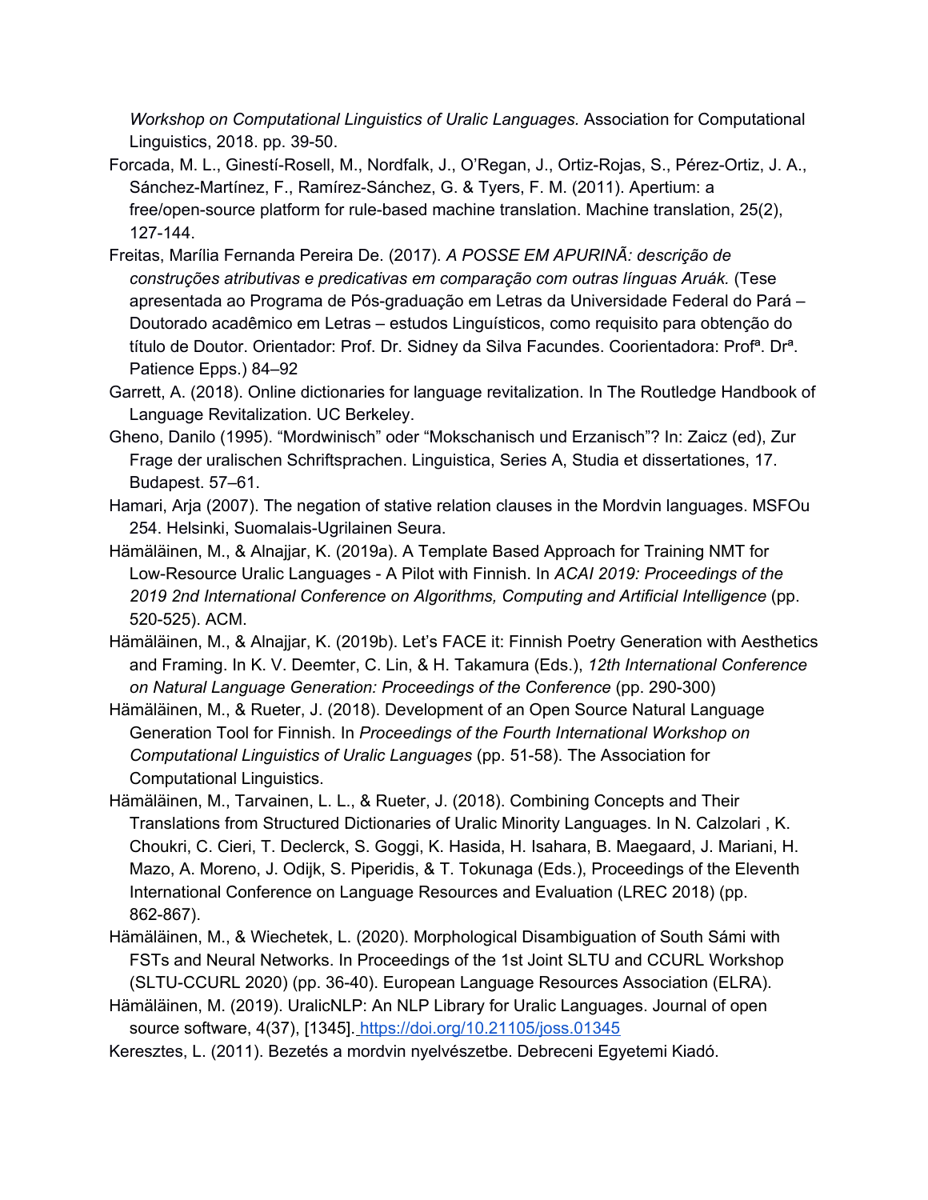*Workshop on Computational Linguistics of Uralic Languages*. Association for Computational Linguistics, 2018. pp. 39-50.

Forcada, M. L., Ginestí-Rosell, M., Nordfalk, J., O'Regan, J., Ortiz-Rojas, S., Pérez-Ortiz, J. A., Sánchez-Martínez, F., Ramírez-Sánchez, G. & Tyers, F. M. (2011). Apertium: a free/open-source platform for rule-based machine translation. Machine translation, 25(2), 127-144.

Freitas, Marília Fernanda Pereira De. (2017). *A POSSE EM APURINÃ: descrição de construções atributivas e predicativas em comparação com outras línguas Aruák.* (Tese apresentada ao Programa de Pós-graduação em Letras da Universidade Federal do Pará – Doutorado acadêmico em Letras – estudos Linguísticos, como requisito para obtenção do título de Doutor. Orientador: Prof. Dr. Sidney da Silva Facundes. Coorientadora: Profª. Drª. Patience Epps.) 84–92

Garrett, A. (2018). Online dictionaries for language revitalization. In The Routledge Handbook of Language Revitalization. UC Berkeley.

Gheno, Danilo (1995). "Mordwinisch" oder "Mokschanisch und Erzanisch"? In: Zaicz (ed), Zur Frage der uralischen Schriftsprachen. Linguistica, Series A, Studia et dissertationes, 17. Budapest. 57–61.

Hamari, Arja (2007). The negation of stative relation clauses in the Mordvin languages. MSFOu 254. Helsinki, Suomalais-Ugrilainen Seura.

Hämäläinen, M., & Alnajjar, K. (2019a). A Template Based Approach for Training NMT for Low-Resource Uralic Languages - A Pilot with Finnish. In *ACAI 2019: Proceedings of the 2019 2nd International Conference on Algorithms, Computing and Artificial Intelligence* (pp. 520-525). ACM.

Hämäläinen, M., & Alnajjar, K. (2019b). Let's FACE it: Finnish Poetry Generation with Aesthetics and Framing. In K. V. Deemter, C. Lin, & H. Takamura (Eds.), *12th International Conference on Natural Language Generation: Proceedings of the Conference* (pp. 290-300)

Hämäläinen, M., & Rueter, J. (2018). Development of an Open Source Natural Language Generation Tool for Finnish. In *Proceedings of the Fourth International Workshop on Computational Linguistics of Uralic Languages* (pp. 51-58). The Association for Computational Linguistics.

Hämäläinen, M., Tarvainen, L. L., & Rueter, J. (2018). Combining Concepts and Their Translations from Structured Dictionaries of Uralic Minority Languages. In N. Calzolari , K. Choukri, C. Cieri, T. Declerck, S. Goggi, K. Hasida, H. Isahara, B. Maegaard, J. Mariani, H. Mazo, A. Moreno, J. Odijk, S. Piperidis, & T. Tokunaga (Eds.), Proceedings of the Eleventh International Conference on Language Resources and Evaluation (LREC 2018) (pp. 862-867).

Hämäläinen, M., & Wiechetek, L. (2020). Morphological Disambiguation of South Sámi with FSTs and Neural Networks. In Proceedings of the 1st Joint SLTU and CCURL Workshop (SLTU-CCURL 2020) (pp. 36-40). European Language Resources Association (ELRA).

Hämäläinen, M. (2019). UralicNLP: An NLP Library for Uralic Languages. Journal of open source software, 4(37), [1345]. https://doi.org/10.21105/joss.01345

Keresztes, L. (2011). Bezetés a mordvin nyelvészetbe. Debreceni Egyetemi Kiadó.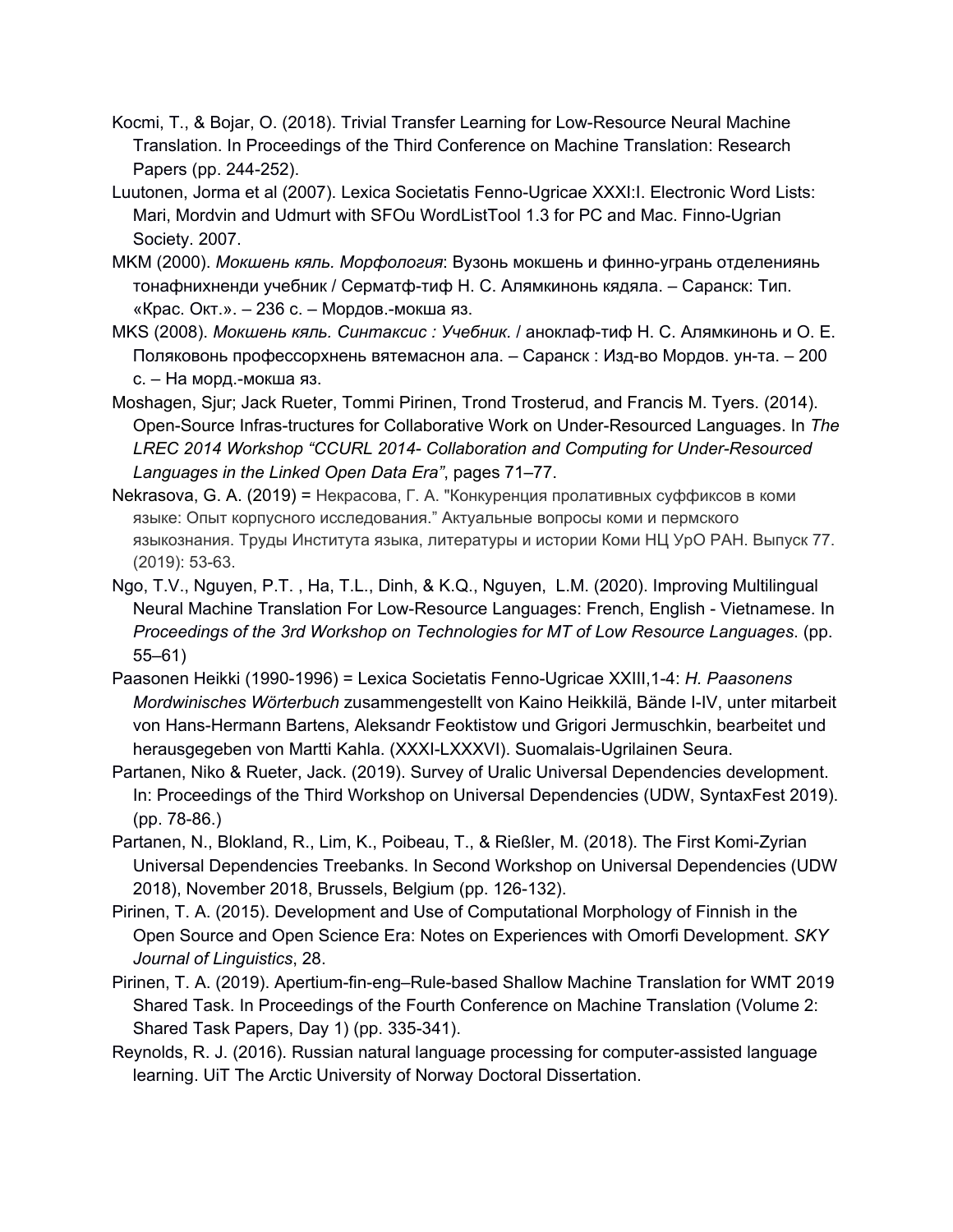Kocmi, T., & Bojar, O. (2018). Trivial Transfer Learning for Low-Resource Neural Machine Translation. In Proceedings of the Third Conference on Machine Translation: Research Papers (pp. 244-252).

Luutonen, Jorma et al (2007). Lexica Societatis Fenno-Ugricae XXXI:I. Electronic Word Lists: Mari, Mordvin and Udmurt with SFOu WordListTool 1.3 for PC and Mac. Finno-Ugrian Society. 2007.

MKM (2000). *Мокшень кяль. Морфология*: Вузонь мокшень и финно-угрань отделениянь тонафнихненди учебник / Серматф-тиф Н. С. Алямкинонь кядяла. – Саранск: Тип. «Крас. Окт.». – 236 с. – Мордов.-мокша яз.

MKS (2008). *Мокшень кяль. Синтаксис : Учебник.* / аноклаф-тиф Н. С. Алямкинонь и О. Е. Поляковонь профессорхнень вятемаснон ала. – Саранск : Изд-во Мордов. ун-та. – 200 с. – На морд.-мокша яз.

Moshagen, Sjur; Jack Rueter, Tommi Pirinen, Trond Trosterud, and Francis M. Tyers. (2014). Open-Source Infras-tructures for Collaborative Work on Under-Resourced Languages. In *The LREC 2014 Workshop "CCURL 2014- Collaboration and Computing for Under-Resourced Languages in the Linked Open Data Era"*, pages 71–77.

Nekrasova, G. A. (2019) = Некрасова, Г. А. "Конкуренция пролативных суффиксов в коми языке: Опыт корпусного исследования." Актуальные вопросы коми и пермского языкознания. Труды Института языка, литературы и истории Коми НЦ УрО РАН. Выпуск 77. (2019): 53-63.

Ngo, T.V., Nguyen, P.T. , Ha, T.L., Dinh, & K.Q., Nguyen, L.M. (2020). Improving Multilingual Neural Machine Translation For Low-Resource Languages: French, English - Vietnamese. In *Proceedings of the 3rd Workshop on Technologies for MT of Low Resource Languages*. (pp. 55–61)

Paasonen Heikki (1990-1996) = Lexica Societatis Fenno-Ugricae XXIII,1-4: *H. Paasonens Mordwinisches Wörterbuch* zusammengestellt von Kaino Heikkilä, Bände I-IV, unter mitarbeit von Hans-Hermann Bartens, Aleksandr Feoktistow und Grigori Jermuschkin, bearbeitet und herausgegeben von Martti Kahla. (XXXI-LXXXVI). Suomalais-Ugrilainen Seura.

Partanen, Niko & Rueter, Jack. (2019). Survey of Uralic Universal Dependencies development. In: Proceedings of the Third Workshop on Universal Dependencies (UDW, SyntaxFest 2019). (pp. 78-86.)

Partanen, N., Blokland, R., Lim, K., Poibeau, T., & Rießler, M. (2018). The First Komi-Zyrian Universal Dependencies Treebanks. In Second Workshop on Universal Dependencies (UDW 2018), November 2018, Brussels, Belgium (pp. 126-132).

Pirinen, T. A. (2015). Development and Use of Computational Morphology of Finnish in the Open Source and Open Science Era: Notes on Experiences with Omorfi Development. *SKY Journal of Linguistics*, 28.

Pirinen, T. A. (2019). Apertium-fin-eng–Rule-based Shallow Machine Translation for WMT 2019 Shared Task. In Proceedings of the Fourth Conference on Machine Translation (Volume 2: Shared Task Papers, Day 1) (pp. 335-341).

Reynolds, R. J. (2016). Russian natural language processing for computer-assisted language learning. UiT The Arctic University of Norway Doctoral Dissertation.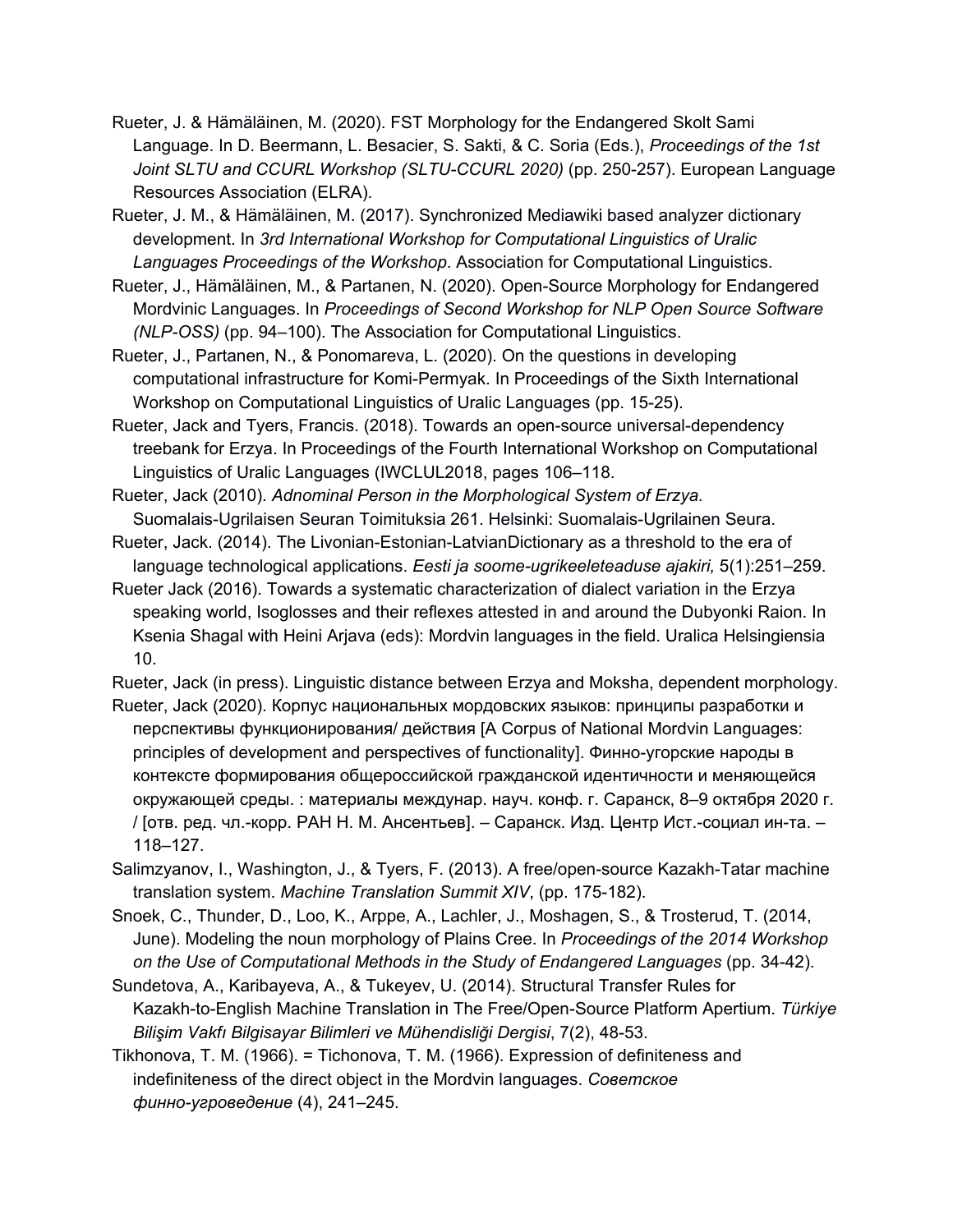Rueter, J. & Hämäläinen, M. (2020). FST Morphology for the Endangered Skolt Sami Language. In D. Beermann, L. Besacier, S. Sakti, & C. Soria (Eds.), *Proceedings of the 1st Joint SLTU and CCURL Workshop (SLTU-CCURL 2020)* (pp. 250-257). European Language Resources Association (ELRA).

Rueter, J. M., & Hämäläinen, M. (2017). Synchronized Mediawiki based analyzer dictionary development. In *3rd International Workshop for Computational Linguistics of Uralic Languages Proceedings of the Workshop*. Association for Computational Linguistics.

Rueter, J., Hämäläinen, M., & Partanen, N. (2020). Open-Source Morphology for Endangered Mordvinic Languages. In *Proceedings of Second Workshop for NLP Open Source Software (NLP-OSS)* (pp. 94–100). The Association for Computational Linguistics.

Rueter, J., Partanen, N., & Ponomareva, L. (2020). On the questions in developing computational infrastructure for Komi-Permyak. In Proceedings of the Sixth International Workshop on Computational Linguistics of Uralic Languages (pp. 15-25).

Rueter, Jack and Tyers, Francis. (2018). Towards an open-source universal-dependency treebank for Erzya. In Proceedings of the Fourth International Workshop on Computational Linguistics of Uralic Languages (IWCLUL2018, pages 106–118.

Rueter, Jack (2010). *Adnominal Person in the Morphological System of Erzya.* Suomalais-Ugrilaisen Seuran Toimituksia 261. Helsinki: Suomalais-Ugrilainen Seura.

Rueter, Jack. (2014). The Livonian-Estonian-LatvianDictionary as a threshold to the era of language technological applications. *Eesti ja soome-ugrikeeleteaduse ajakiri,* 5(1):251–259.

Rueter Jack (2016). Towards a systematic characterization of dialect variation in the Erzya speaking world, Isoglosses and their reflexes attested in and around the Dubyonki Raion. In Ksenia Shagal with Heini Arjava (eds): Mordvin languages in the field. Uralica Helsingiensia 10.

Rueter, Jack (in press). Linguistic distance between Erzya and Moksha, dependent morphology.

Rueter, Jack (2020). Корпус национальных мордовских языков: принципы разработки и перспективы функционирования/ действия [A Corpus of National Mordvin Languages: principles of development and perspectives of functionality]. Финно-угорские народы в контексте формирования общероссийской гражданской идентичности и меняющейся окружающей среды. : материалы междунар. науч. конф. г. Саранск, 8–9 октября 2020 г. / [отв. ред. чл.-корр. РАН Н. М. Ансентьев]. – Саранск. Изд. Центр Ист.-социал ин-та. – 118–127.

Salimzyanov, I., Washington, J., & Tyers, F. (2013). A free/open-source Kazakh-Tatar machine translation system. *Machine Translation Summit XIV*, (pp. 175-182).

Snoek, C., Thunder, D., Loo, K., Arppe, A., Lachler, J., Moshagen, S., & Trosterud, T. (2014, June). Modeling the noun morphology of Plains Cree. In *Proceedings of the 2014 Workshop on the Use of Computational Methods in the Study of Endangered Languages* (pp. 34-42).

Sundetova, A., Karibayeva, A., & Tukeyev, U. (2014). Structural Transfer Rules for Kazakh-to-English Machine Translation in The Free/Open-Source Platform Apertium. *Türkiye Bilişim Vakfı Bilgisayar Bilimleri ve Mühendisliği Dergisi*, 7(2), 48-53.

Tikhonova, T. M. (1966). = Tichonova, T. M. (1966). Expression of definiteness and indefiniteness of the direct object in the Mordvin languages. *Советское финно-угроведение* (4), 241–245.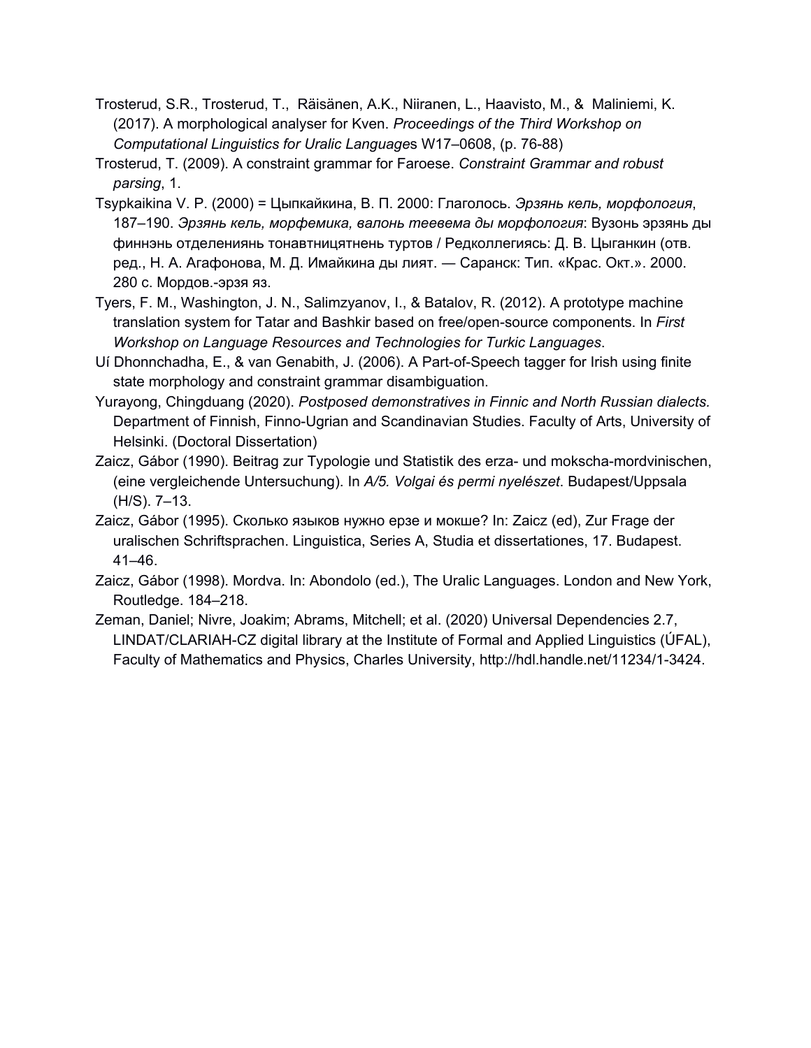Trosterud, S.R., Trosterud, T., Räisänen, A.K., Niiranen, L., Haavisto, M., & Maliniemi, K. (2017). A morphological analyser for Kven. *Proceedings of the Third Workshop on Computational Linguistics for Uralic Language*s W17–0608, (p. 76-88)

Trosterud, T. (2009). A constraint grammar for Faroese. *Constraint Grammar and robust parsing*, 1.

Tsypkaikina V. P. (2000) = Цыпкайкина, В. П. 2000: Глаголось. *Эрзянь кель, морфология*, 187–190. *Эрзянь кель, морфемика, валонь теевема ды морфология*: Вузонь эрзянь ды финнэнь отделениянь тонавтницятнень туртов / Редколлегиясь: Д. В. Цыганкин (отв. ред., Н. А. Агафонова, М. Д. Имайкина ды лият. — Саранск: Тип. «Крас. Окт.». 2000. 280 с. Мордов.-эрзя яз.

Tyers, F. M., Washington, J. N., Salimzyanov, I., & Batalov, R. (2012). A prototype machine translation system for Tatar and Bashkir based on free/open-source components. In *First Workshop on Language Resources and Technologies for Turkic Languages*.

Uí Dhonnchadha, E., & van Genabith, J. (2006). A Part-of-Speech tagger for Irish using finite state morphology and constraint grammar disambiguation.

Yurayong, Chingduang (2020). *Postposed demonstratives in Finnic and North Russian dialects.* Department of Finnish, Finno-Ugrian and Scandinavian Studies. Faculty of Arts, University of Helsinki. (Doctoral Dissertation)

Zaicz, Gábor (1990). Beitrag zur Typologie und Statistik des erza- und mokscha-mordvinischen, (eine vergleichende Untersuchung). In *A/5. Volgai és permi nyelészet*. Budapest/Uppsala (H/S). 7–13.

Zaicz, Gábor (1995). Сколько языков нужно ерзе и мокше? In: Zaicz (ed), Zur Frage der uralischen Schriftsprachen. Linguistica, Series A, Studia et dissertationes, 17. Budapest. 41–46.

Zaicz, Gábor (1998). Mordva. In: Abondolo (ed.), The Uralic Languages. London and New York, Routledge. 184–218.

Zeman, Daniel; Nivre, Joakim; Abrams, Mitchell; et al. (2020) Universal Dependencies 2.7, LINDAT/CLARIAH-CZ digital library at the Institute of Formal and Applied Linguistics (ÚFAL), Faculty of Mathematics and Physics, Charles University, http://hdl.handle.net/11234/1-3424.